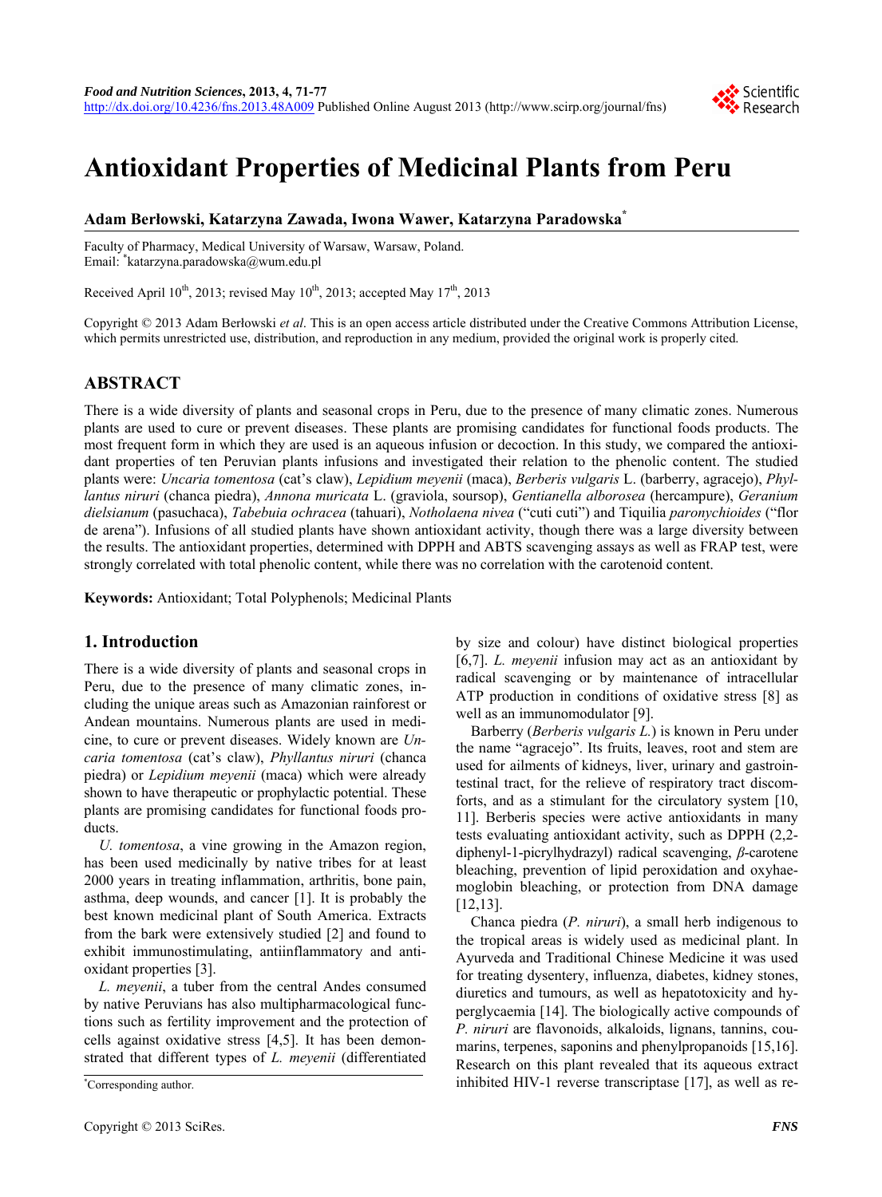# Antioxidant Properties of Medicinal Plants from Peru

**Adam Berłowski, Katarzyna Zawada, Iwona Wawer, Katarzyna Paradowska***

Faculty of Pharmacy, Medical University of Warsaw, Warsaw, Poland.
Email: *katarzyna.paradowska@wum.edu.pl

Received April 10th, 2013; revised May 10th, 2013; accepted May 17th, 2013

Copyright © 2013 Adam Berłowski *et al*. This is an open access article distributed under the Creative Commons Attribution License, which permits unrestricted use, distribution, and reproduction in any medium, provided the original work is properly cited.

## ABSTRACT

There is a wide diversity of plants and seasonal crops in Peru, due to the presence of many climatic zones. Numerous plants are used to cure or prevent diseases. These plants are promising candidates for functional foods products. The most frequent form in which they are used is an aqueous infusion or decoction. In this study, we compared the antioxidant properties of ten Peruvian plants infusions and investigated their relation to the phenolic content. The studied plants were: *Uncaria tomentosa* (cat's claw), *Lepidium meyenii* (maca), *Berberis vulgaris* L. (barberry, agracejo), *Phyllantus niruri* (chanca piedra), *Annona muricata* L. (graviola, soursop), *Gentianella alborosea* (hercampure), *Geranium dielsianum* (pasuchaca), *Tabebuia ochracea* (tahuari), *Notholaena nivea* ("cuti cuti") and Tiquilia *paronychioides* ("flor de arena"). Infusions of all studied plants have shown antioxidant activity, though there was a large diversity between the results. The antioxidant properties, determined with DPPH and ABTS scavenging assays as well as FRAP test, were strongly correlated with total phenolic content, while there was no correlation with the carotenoid content.

**Keywords:** Antioxidant; Total Polyphenols; Medicinal Plants

## 1. Introduction

There is a wide diversity of plants and seasonal crops in Peru, due to the presence of many climatic zones, including the unique areas such as Amazonian rainforest or Andean mountains. Numerous plants are used in medicine, to cure or prevent diseases. Widely known are *Uncaria tomentosa* (cat's claw), *Phyllantus niruri* (chanca piedra) or *Lepidium meyenii* (maca) which were already shown to have therapeutic or prophylactic potential. These plants are promising candidates for functional foods products.

*U. tomentosa*, a vine growing in the Amazon region, has been used medicinally by native tribes for at least 2000 years in treating inflammation, arthritis, bone pain, asthma, deep wounds, and cancer [1]. It is probably the best known medicinal plant of South America. Extracts from the bark were extensively studied [2] and found to exhibit immunostimulating, antiinflammatory and antioxidant properties [3].

*L. meyenii*, a tuber from the central Andes consumed by native Peruvians has also multipharmacological functions such as fertility improvement and the protection of cells against oxidative stress [4,5]. It has been demonstrated that different types of *L. meyenii* (differentiated by size and colour) have distinct biological properties [6,7]. *L. meyenii* infusion may act as an antioxidant by radical scavenging or by maintenance of intracellular ATP production in conditions of oxidative stress [8] as well as an immunomodulator [9].

Barberry (*Berberis vulgaris L.*) is known in Peru under the name "agracejo". Its fruits, leaves, root and stem are used for ailments of kidneys, liver, urinary and gastrointestinal tract, for the relieve of respiratory tract discomforts, and as a stimulant for the circulatory system [10,11]. Berberis species were active antioxidants in many tests evaluating antioxidant activity, such as DPPH (2,2-diphenyl-1-picrylhydrazyl) radical scavenging, *β*-carotene bleaching, prevention of lipid peroxidation and oxyhaemoglobin bleaching, or protection from DNA damage [12,13].

Chanca piedra (*P. niruri*), a small herb indigenous to the tropical areas is widely used as medicinal plant. In Ayurveda and Traditional Chinese Medicine it was used for treating dysentery, influenza, diabetes, kidney stones, diuretics and tumours, as well as hepatotoxicity and hyperglycaemia [14]. The biologically active compounds of *P. niruri* are flavonoids, alkaloids, lignans, tannins, coumarins, terpenes, saponins and phenylpropanoids [15,16]. Research on this plant revealed that its aqueous extract inhibited HIV-1 reverse transcriptase [17], as well as re-

*Corresponding author.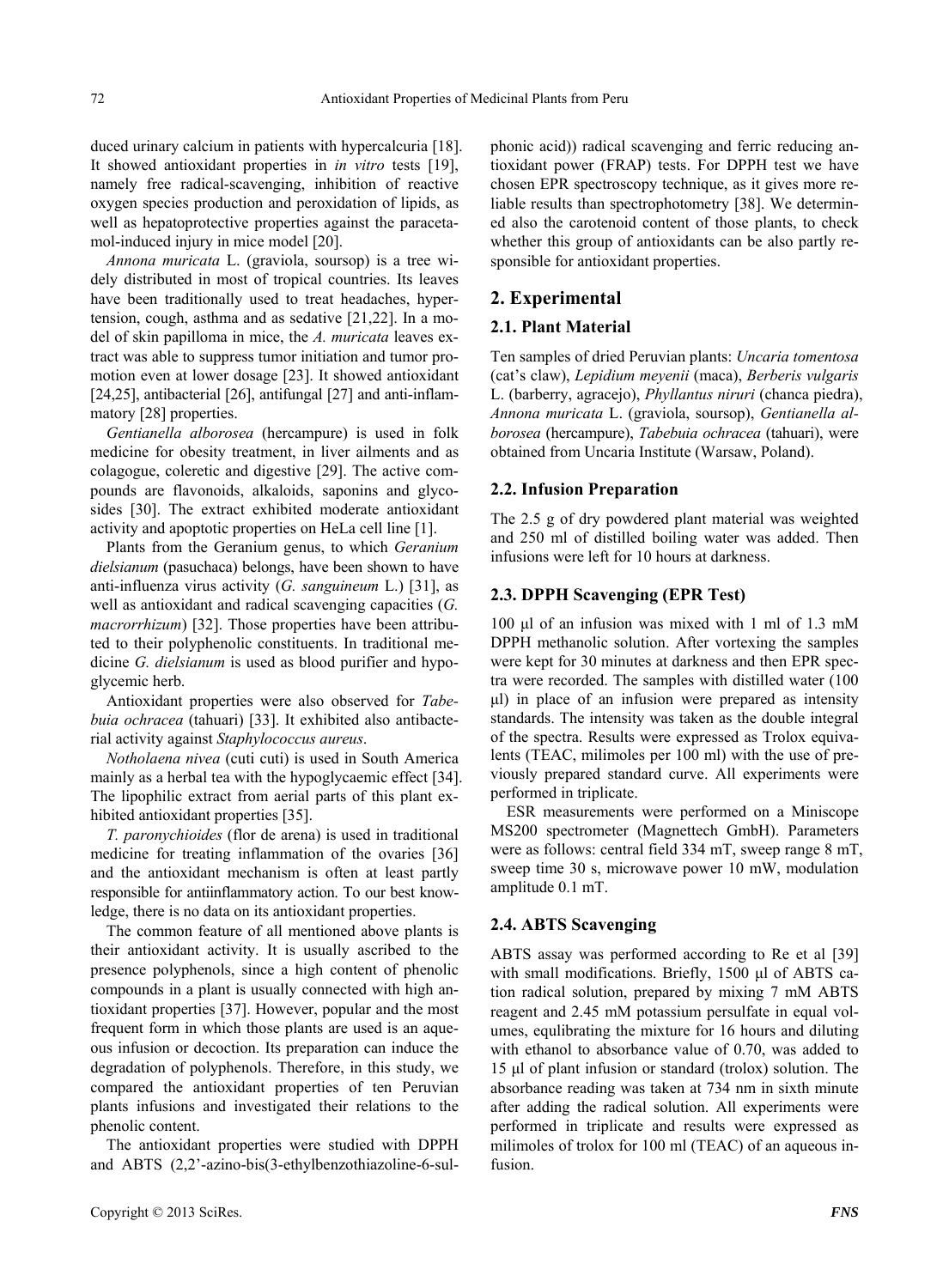duced urinary calcium in patients with hypercalcuria [18]. It showed antioxidant properties in *in vitro* tests [19], namely free radical-scavenging, inhibition of reactive oxygen species production and peroxidation of lipids, as well as hepatoprotective properties against the paracetamol-induced injury in mice model [20].

*Annona muricata* L. (graviola, soursop) is a tree widely distributed in most of tropical countries. Its leaves have been traditionally used to treat headaches, hypertension, cough, asthma and as sedative [21,22]. In a model of skin papilloma in mice, the *A. muricata* leaves extract was able to suppress tumor initiation and tumor promotion even at lower dosage [23]. It showed antioxidant [24,25], antibacterial [26], antifungal [27] and anti-inflammatory [28] properties.

*Gentianella alborosea* (hercampure) is used in folk medicine for obesity treatment, in liver ailments and as colagogue, coleretic and digestive [29]. The active compounds are flavonoids, alkaloids, saponins and glycosides [30]. The extract exhibited moderate antioxidant activity and apoptotic properties on HeLa cell line [1].

Plants from the Geranium genus, to which *Geranium dielsianum* (pasuchaca) belongs, have been shown to have anti-influenza virus activity (*G. sanguineum* L.) [31], as well as antioxidant and radical scavenging capacities (*G. macrorrhizum*) [32]. Those properties have been attributed to their polyphenolic constituents. In traditional medicine *G. dielsianum* is used as blood purifier and hypoglycemic herb.

Antioxidant properties were also observed for *Tabebuia ochracea* (tahuari) [33]. It exhibited also antibacterial activity against *Staphylococcus aureus*.

*Notholaena nivea* (cuti cuti) is used in South America mainly as a herbal tea with the hypoglycaemic effect [34]. The lipophilic extract from aerial parts of this plant exhibited antioxidant properties [35].

*T. paronychioides* (flor de arena) is used in traditional medicine for treating inflammation of the ovaries [36] and the antioxidant mechanism is often at least partly responsible for antiinflammatory action. To our best knowledge, there is no data on its antioxidant properties.

The common feature of all mentioned above plants is their antioxidant activity. It is usually ascribed to the presence polyphenols, since a high content of phenolic compounds in a plant is usually connected with high antioxidant properties [37]. However, popular and the most frequent form in which those plants are used is an aqueous infusion or decoction. Its preparation can induce the degradation of polyphenols. Therefore, in this study, we compared the antioxidant properties of ten Peruvian plants infusions and investigated their relations to the phenolic content.

The antioxidant properties were studied with DPPH and ABTS (2,2'-azino-bis(3-ethylbenzothiazoline-6-sulphonic acid)) radical scavenging and ferric reducing antioxidant power (FRAP) tests. For DPPH test we have chosen EPR spectroscopy technique, as it gives more reliable results than spectrophotometry [38]. We determined also the carotenoid content of those plants, to check whether this group of antioxidants can be also partly responsible for antioxidant properties.

## 2. Experimental

### 2.1. Plant Material

Ten samples of dried Peruvian plants: *Uncaria tomentosa* (cat's claw), *Lepidium meyenii* (maca), *Berberis vulgaris* L. (barberry, agracejo), *Phyllantus niruri* (chanca piedra), *Annona muricata* L. (graviola, soursop), *Gentianella alborosea* (hercampure), *Tabebuia ochracea* (tahuari), were obtained from Uncaria Institute (Warsaw, Poland).

### 2.2. Infusion Preparation

The 2.5 g of dry powdered plant material was weighted and 250 ml of distilled boiling water was added. Then infusions were left for 10 hours at darkness.

### 2.3. DPPH Scavenging (EPR Test)

100 μl of an infusion was mixed with 1 ml of 1.3 mM DPPH methanolic solution. After vortexing the samples were kept for 30 minutes at darkness and then EPR spectra were recorded. The samples with distilled water (100 μl) in place of an infusion were prepared as intensity standards. The intensity was taken as the double integral of the spectra. Results were expressed as Trolox equivalents (TEAC, milimoles per 100 ml) with the use of previously prepared standard curve. All experiments were performed in triplicate.

ESR measurements were performed on a Miniscope MS200 spectrometer (Magnettech GmbH). Parameters were as follows: central field 334 mT, sweep range 8 mT, sweep time 30 s, microwave power 10 mW, modulation amplitude 0.1 mT.

### 2.4. ABTS Scavenging

ABTS assay was performed according to Re et al [39] with small modifications. Briefly, 1500 μl of ABTS cation radical solution, prepared by mixing 7 mM ABTS reagent and 2.45 mM potassium persulfate in equal volumes, equlibrating the mixture for 16 hours and diluting with ethanol to absorbance value of 0.70, was added to 15 μl of plant infusion or standard (trolox) solution. The absorbance reading was taken at 734 nm in sixth minute after adding the radical solution. All experiments were performed in triplicate and results were expressed as milimoles of trolox for 100 ml (TEAC) of an aqueous infusion.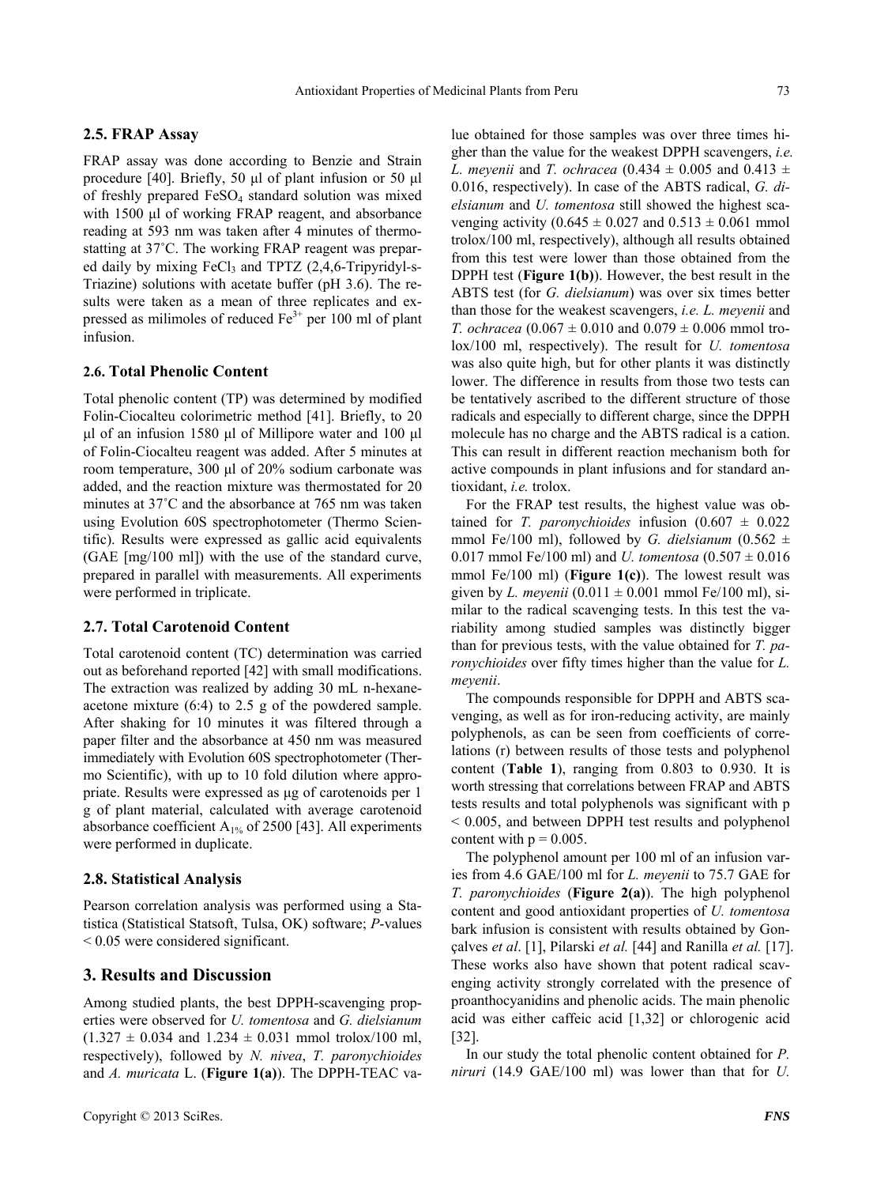### 2.5. FRAP Assay

FRAP assay was done according to Benzie and Strain procedure [40]. Briefly, 50 µl of plant infusion or 50 µl of freshly prepared $FeSO_4$ standard solution was mixed with 1500 µl of working FRAP reagent, and absorbance reading at 593 nm was taken after 4 minutes of thermostatting at 37˚C. The working FRAP reagent was prepared daily by mixing $FeCl_3$ and TPTZ (2,4,6-Tripyridyl-s-Triazine) solutions with acetate buffer (pH 3.6). The results were taken as a mean of three replicates and expressed as milimoles of reduced $Fe^{3+}$ per 100 ml of plant infusion.

### 2.6. Total Phenolic Content

Total phenolic content (TP) was determined by modified Folin-Ciocalteu colorimetric method [41]. Briefly, to 20 µl of an infusion 1580 µl of Millipore water and 100 µl of Folin-Ciocalteu reagent was added. After 5 minutes at room temperature, 300 µl of 20% sodium carbonate was added, and the reaction mixture was thermostated for 20 minutes at 37˚C and the absorbance at 765 nm was taken using Evolution 60S spectrophotometer (Thermo Scientific). Results were expressed as gallic acid equivalents (GAE [mg/100 ml]) with the use of the standard curve, prepared in parallel with measurements. All experiments were performed in triplicate.

### 2.7. Total Carotenoid Content

Total carotenoid content (TC) determination was carried out as beforehand reported [42] with small modifications. The extraction was realized by adding 30 mL n-hexane-acetone mixture (6:4) to 2.5 g of the powdered sample. After shaking for 10 minutes it was filtered through a paper filter and the absorbance at 450 nm was measured immediately with Evolution 60S spectrophotometer (Thermo Scientific), with up to 10 fold dilution where appropriate. Results were expressed as µg of carotenoids per 1 g of plant material, calculated with average carotenoid absorbance coefficient $A_{1\%}$ of 2500 [43]. All experiments were performed in duplicate.

### 2.8. Statistical Analysis

Pearson correlation analysis was performed using a Statistica (Statistical Statsoft, Tulsa, OK) software; *P*-values $< 0.05$ were considered significant.

## 3. Results and Discussion

Among studied plants, the best DPPH-scavenging properties were observed for *U. tomentosa* and *G. dielsianum* (1.327 ± 0.034 and 1.234 ± 0.031 mmol trolox/100 ml, respectively), followed by *N. nivea*, *T. paronychioides* and *A. muricata* L. (**Figure 1(a)**). The DPPH-TEAC value obtained for those samples was over three times higher than the value for the weakest DPPH scavengers, *i.e. L. meyenii* and *T. ochracea* (0.434 ± 0.005 and 0.413 ± 0.016, respectively). In case of the ABTS radical, *G. dielsianum* and *U. tomentosa* still showed the highest scavenging activity (0.645 ± 0.027 and 0.513 ± 0.061 mmol trolox/100 ml, respectively), although all results obtained from this test were lower than those obtained from the DPPH test (**Figure 1(b)**). However, the best result in the ABTS test (for *G. dielsianum*) was over six times better than those for the weakest scavengers, *i.e. L. meyenii* and *T. ochracea* (0.067 ± 0.010 and 0.079 ± 0.006 mmol trolox/100 ml, respectively). The result for *U. tomentosa* was also quite high, but for other plants it was distinctly lower. The difference in results from those two tests can be tentatively ascribed to the different structure of those radicals and especially to different charge, since the DPPH molecule has no charge and the ABTS radical is a cation. This can result in different reaction mechanism both for active compounds in plant infusions and for standard antioxidant, *i.e.* trolox.

For the FRAP test results, the highest value was obtained for *T. paronychioides* infusion (0.607 ± 0.022 mmol Fe/100 ml), followed by *G. dielsianum* (0.562 ± 0.017 mmol Fe/100 ml) and *U. tomentosa* (0.507 ± 0.016 mmol Fe/100 ml) (**Figure 1(c)**). The lowest result was given by *L. meyenii* (0.011 ± 0.001 mmol Fe/100 ml), similar to the radical scavenging tests. In this test the variability among studied samples was distinctly bigger than for previous tests, with the value obtained for *T. paronychioides* over fifty times higher than the value for *L. meyenii*.

The compounds responsible for DPPH and ABTS scavenging, as well as for iron-reducing activity, are mainly polyphenols, as can be seen from coefficients of correlations (r) between results of those tests and polyphenol content (**Table 1**), ranging from 0.803 to 0.930. It is worth stressing that correlations between FRAP and ABTS tests results and total polyphenols was significant with $p < 0.005$, and between DPPH test results and polyphenol content with $p = 0.005$.

The polyphenol amount per 100 ml of an infusion varies from 4.6 GAE/100 ml for *L. meyenii* to 75.7 GAE for *T. paronychioides* (**Figure 2(a)**). The high polyphenol content and good antioxidant properties of *U. tomentosa* bark infusion is consistent with results obtained by Gonçalves *et al*. [1], Pilarski *et al.* [44] and Ranilla *et al.* [17]. These works also have shown that potent radical scavenging activity strongly correlated with the presence of proanthocyanidins and phenolic acids. The main phenolic acid was either caffeic acid [1,32] or chlorogenic acid [32].

In our study the total phenolic content obtained for *P. niruri* (14.9 GAE/100 ml) was lower than that for *U.*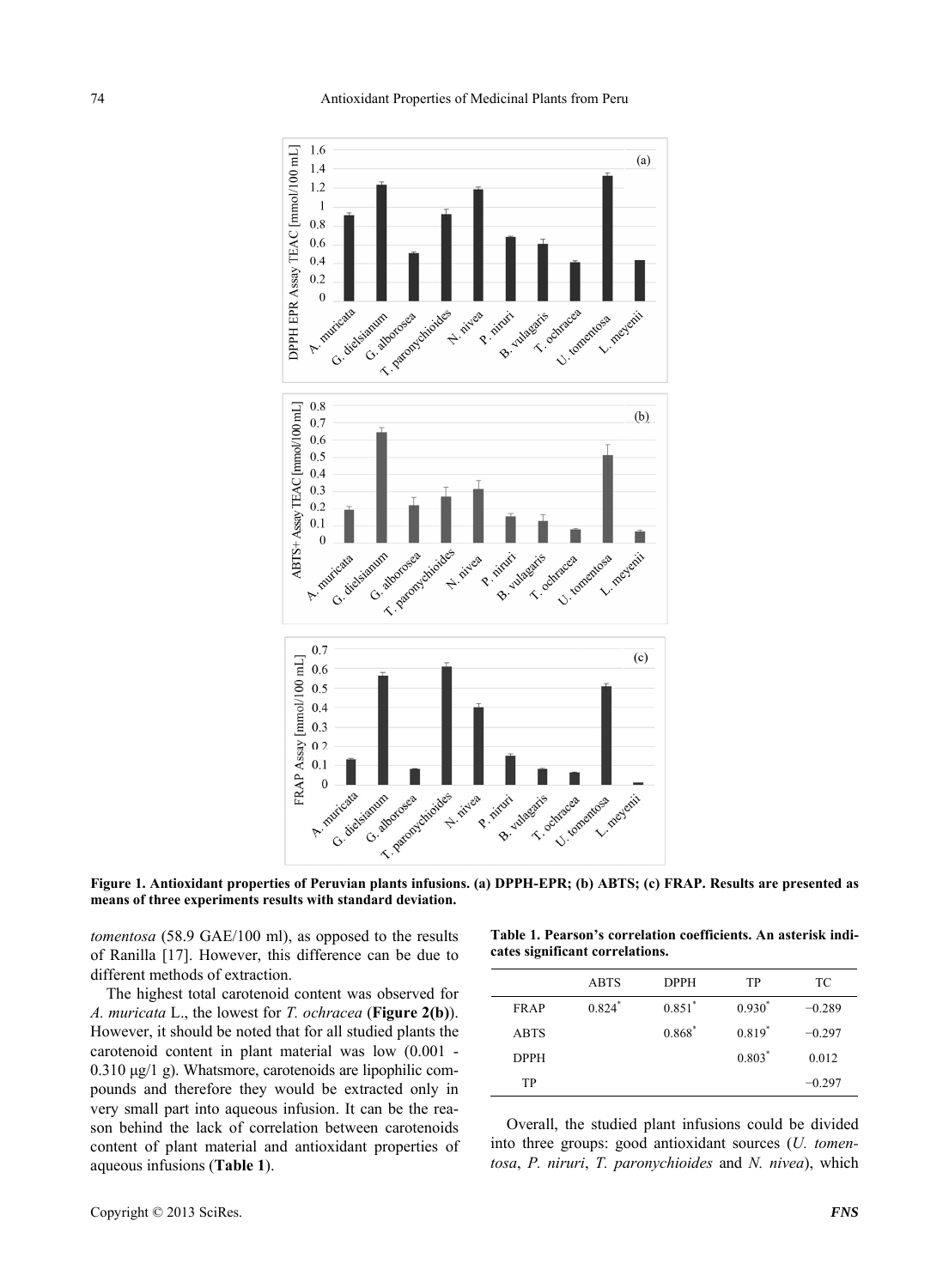**Figure 1. Antioxidant properties of Peruvian plants infusions. (a) DPPH-EPR; (b) ABTS; (c) FRAP. Results are presented as means of three experiments results with standard deviation.**

*tomentosa* (58.9 GAE/100 ml), as opposed to the results of Ranilla [17]. However, this difference can be due to different methods of extraction.

The highest total carotenoid content was observed for *A. muricata* L., the lowest for *T. ochracea* (**Figure 2(b)**). However, it should be noted that for all studied plants the carotenoid content in plant material was low (0.001 - 0.310 μg/1 g). Whatsmore, carotenoids are lipophilic compounds and therefore they would be extracted only in very small part into aqueous infusion. It can be the reason behind the lack of correlation between carotenoids content of plant material and antioxidant properties of aqueous infusions (**Table 1**).

**Table 1. Pearson's correlation coefficients. An asterisk indicates significant correlations.**

| | ABTS | DPPH | TP | TC |
|---|---|---|---|---|
| FRAP | 0.824* | 0.851* | 0.930* | −0.289 |
| ABTS | | 0.868* | 0.819* | −0.297 |
| DPPH | | | 0.803* | 0.012 |
| TP | | | | −0.297 |

Overall, the studied plant infusions could be divided into three groups: good antioxidant sources (*U. tomentosa*, *P. niruri*, *T. paronychioides* and *N. nivea*), which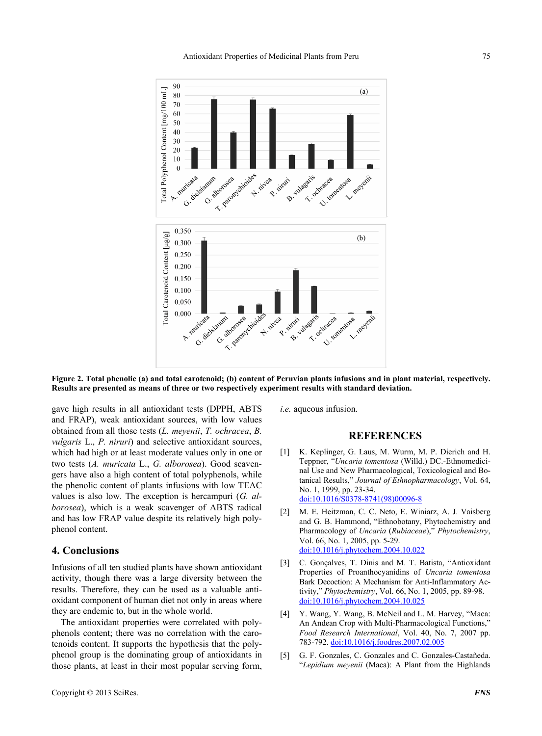Figure 2. Total phenolic (a) and total carotenoid; (b) content of Peruvian plants infusions and in plant material, respectively. Results are presented as means of three or two respectively experiment results with standard deviation.

gave high results in all antioxidant tests (DPPH, ABTS and FRAP), weak antioxidant sources, with low values obtained from all those tests (*L. meyenii*, *T. ochracea*, *B. vulgaris* L., *P. niruri*) and selective antioxidant sources, which had high or at least moderate values only in one or two tests (*A. muricata* L., *G. alborosea*). Good scavengers have also a high content of total polyphenols, while the phenolic content of plants infusions with low TEAC values is also low. The exception is hercampuri (*G. alborosea*), which is a weak scavenger of ABTS radical and has low FRAP value despite its relatively high polyphenol content.

## 4. Conclusions

Infusions of all ten studied plants have shown antioxidant activity, though there was a large diversity between the results. Therefore, they can be used as a valuable antioxidant component of human diet not only in areas where they are endemic to, but in the whole world.

The antioxidant properties were correlated with polyphenols content; there was no correlation with the carotenoids content. It supports the hypothesis that the polyphenol group is the dominating group of antioxidants in those plants, at least in their most popular serving form, *i.e.* aqueous infusion.

## REFERENCES

[1] K. Keplinger, G. Laus, M. Wurm, M. P. Dierich and H. Teppner, "*Uncaria tomentosa* (Willd.) DC.-Ethnomedicinal Use and New Pharmacological, Toxicological and Botanical Results," *Journal of Ethnopharmacology*, Vol. 64, No. 1, 1999, pp. 23-34. doi:10.1016/S0378-8741(98)00096-8

[2] M. E. Heitzman, C. C. Neto, E. Winiarz, A. J. Vaisberg and G. B. Hammond, "Ethnobotany, Phytochemistry and Pharmacology of *Uncaria* (*Rubiaceae*)," *Phytochemistry*, Vol. 66, No. 1, 2005, pp. 5-29. doi:10.1016/j.phytochem.2004.10.022

[3] C. Gonçalves, T. Dinis and M. T. Batista, "Antioxidant Properties of Proanthocyanidins of *Uncaria tomentosa* Bark Decoction: A Mechanism for Anti-Inflammatory Activity," *Phytochemistry*, Vol. 66, No. 1, 2005, pp. 89-98. doi:10.1016/j.phytochem.2004.10.025

[4] Y. Wang, Y. Wang, B. McNeil and L. M. Harvey, "Maca: An Andean Crop with Multi-Pharmacological Functions," *Food Research International*, Vol. 40, No. 7, 2007 pp. 783-792. doi:10.1016/j.foodres.2007.02.005

[5] G. F. Gonzales, C. Gonzales and C. Gonzales-Castañeda. "*Lepidium meyenii* (Maca): A Plant from the Highlands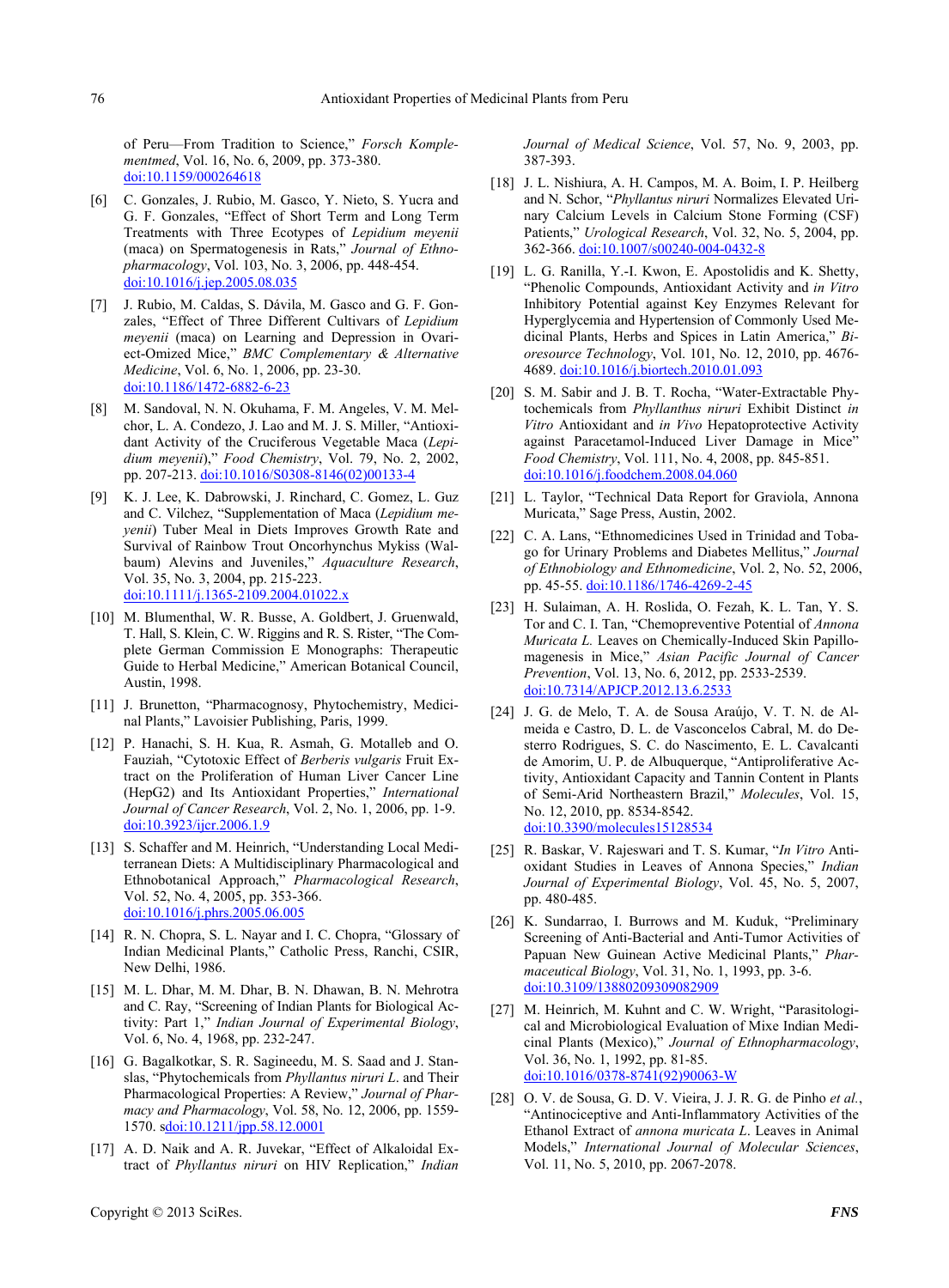of Peru—From Tradition to Science," *Forsch Komplementmed*, Vol. 16, No. 6, 2009, pp. 373-380. doi:10.1159/000264618

[6] C. Gonzales, J. Rubio, M. Gasco, Y. Nieto, S. Yucra and G. F. Gonzales, "Effect of Short Term and Long Term Treatments with Three Ecotypes of *Lepidium meyenii* (maca) on Spermatogenesis in Rats," *Journal of Ethnopharmacology*, Vol. 103, No. 3, 2006, pp. 448-454. doi:10.1016/j.jep.2005.08.035

[7] J. Rubio, M. Caldas, S. Dávila, M. Gasco and G. F. Gonzales, "Effect of Three Different Cultivars of *Lepidium meyenii* (maca) on Learning and Depression in Ovariect-Omized Mice," *BMC Complementary & Alternative Medicine*, Vol. 6, No. 1, 2006, pp. 23-30. doi:10.1186/1472-6882-6-23

[8] M. Sandoval, N. N. Okuhama, F. M. Angeles, V. M. Melchor, L. A. Condezo, J. Lao and M. J. S. Miller, "Antioxidant Activity of the Cruciferous Vegetable Maca (*Lepidium meyenii*)," *Food Chemistry*, Vol. 79, No. 2, 2002, pp. 207-213. doi:10.1016/S0308-8146(02)00133-4

[9] K. J. Lee, K. Dabrowski, J. Rinchard, C. Gomez, L. Guz and C. Vilchez, "Supplementation of Maca (*Lepidium meyenii*) Tuber Meal in Diets Improves Growth Rate and Survival of Rainbow Trout Oncorhynchus Mykiss (Walbaum) Alevins and Juveniles," *Aquaculture Research*, Vol. 35, No. 3, 2004, pp. 215-223. doi:10.1111/j.1365-2109.2004.01022.x

[10] M. Blumenthal, W. R. Busse, A. Goldbert, J. Gruenwald, T. Hall, S. Klein, C. W. Riggins and R. S. Rister, "The Complete German Commission E Monographs: Therapeutic Guide to Herbal Medicine," American Botanical Council, Austin, 1998.

[11] J. Brunetton, "Pharmacognosy, Phytochemistry, Medicinal Plants," Lavoisier Publishing, Paris, 1999.

[12] P. Hanachi, S. H. Kua, R. Asmah, G. Motalleb and O. Fauziah, "Cytotoxic Effect of *Berberis vulgaris* Fruit Extract on the Proliferation of Human Liver Cancer Line (HepG2) and Its Antioxidant Properties," *International Journal of Cancer Research*, Vol. 2, No. 1, 2006, pp. 1-9. doi:10.3923/ijcr.2006.1.9

[13] S. Schaffer and M. Heinrich, "Understanding Local Mediterranean Diets: A Multidisciplinary Pharmacological and Ethnobotanical Approach," *Pharmacological Research*, Vol. 52, No. 4, 2005, pp. 353-366. doi:10.1016/j.phrs.2005.06.005

[14] R. N. Chopra, S. L. Nayar and I. C. Chopra, "Glossary of Indian Medicinal Plants," Catholic Press, Ranchi, CSIR, New Delhi, 1986.

[15] M. L. Dhar, M. M. Dhar, B. N. Dhawan, B. N. Mehrotra and C. Ray, "Screening of Indian Plants for Biological Activity: Part 1," *Indian Journal of Experimental Biology*, Vol. 6, No. 4, 1968, pp. 232-247.

[16] G. Bagalkotkar, S. R. Sagineedu, M. S. Saad and J. Stanslas, "Phytochemicals from *Phyllantus niruri L.* and Their Pharmacological Properties: A Review," *Journal of Pharmacy and Pharmacology*, Vol. 58, No. 12, 2006, pp. 1559-1570. sdoi:10.1211/jpp.58.12.0001

[17] A. D. Naik and A. R. Juvekar, "Effect of Alkaloidal Extract of *Phyllantus niruri* on HIV Replication," *Indian Journal of Medical Science*, Vol. 57, No. 9, 2003, pp. 387-393.

[18] J. L. Nishiura, A. H. Campos, M. A. Boim, I. P. Heilberg and N. Schor, "*Phyllantus niruri* Normalizes Elevated Urinary Calcium Levels in Calcium Stone Forming (CSF) Patients," *Urological Research*, Vol. 32, No. 5, 2004, pp. 362-366. doi:10.1007/s00240-004-0432-8

[19] L. G. Ranilla, Y.-I. Kwon, E. Apostolidis and K. Shetty, "Phenolic Compounds, Antioxidant Activity and *in Vitro* Inhibitory Potential against Key Enzymes Relevant for Hyperglycemia and Hypertension of Commonly Used Medicinal Plants, Herbs and Spices in Latin America," *Bioresource Technology*, Vol. 101, No. 12, 2010, pp. 4676-4689. doi:10.1016/j.biortech.2010.01.093

[20] S. M. Sabir and J. B. T. Rocha, "Water-Extractable Phytochemicals from *Phyllanthus niruri* Exhibit Distinct *in Vitro* Antioxidant and *in Vivo* Hepatoprotective Activity against Paracetamol-Induced Liver Damage in Mice" *Food Chemistry*, Vol. 111, No. 4, 2008, pp. 845-851. doi:10.1016/j.foodchem.2008.04.060

[21] L. Taylor, "Technical Data Report for Graviola, Annona Muricata," Sage Press, Austin, 2002.

[22] C. A. Lans, "Ethnomedicines Used in Trinidad and Tobago for Urinary Problems and Diabetes Mellitus," *Journal of Ethnobiology and Ethnomedicine*, Vol. 2, No. 52, 2006, pp. 45-55. doi:10.1186/1746-4269-2-45

[23] H. Sulaiman, A. H. Roslida, O. Fezah, K. L. Tan, Y. S. Tor and C. I. Tan, "Chemopreventive Potential of *Annona Muricata L.* Leaves on Chemically-Induced Skin Papillomagenesis in Mice," *Asian Pacific Journal of Cancer Prevention*, Vol. 13, No. 6, 2012, pp. 2533-2539. doi:10.7314/APJCP.2012.13.6.2533

[24] J. G. de Melo, T. A. de Sousa Araújo, V. T. N. de Almeida e Castro, D. L. de Vasconcelos Cabral, M. do Desterro Rodrigues, S. C. do Nascimento, E. L. Cavalcanti de Amorim, U. P. de Albuquerque, "Antiproliferative Activity, Antioxidant Capacity and Tannin Content in Plants of Semi-Arid Northeastern Brazil," *Molecules*, Vol. 15, No. 12, 2010, pp. 8534-8542. doi:10.3390/molecules15128534

[25] R. Baskar, V. Rajeswari and T. S. Kumar, "*In Vitro* Antioxidant Studies in Leaves of Annona Species," *Indian Journal of Experimental Biology*, Vol. 45, No. 5, 2007, pp. 480-485.

[26] K. Sundarrao, I. Burrows and M. Kuduk, "Preliminary Screening of Anti-Bacterial and Anti-Tumor Activities of Papuan New Guinean Active Medicinal Plants," *Pharmaceutical Biology*, Vol. 31, No. 1, 1993, pp. 3-6. doi:10.3109/13880209309082909

[27] M. Heinrich, M. Kuhnt and C. W. Wright, "Parasitological and Microbiological Evaluation of Mixe Indian Medicinal Plants (Mexico)," *Journal of Ethnopharmacology*, Vol. 36, No. 1, 1992, pp. 81-85. doi:10.1016/0378-8741(92)90063-W

[28] O. V. de Sousa, G. D. V. Vieira, J. J. R. G. de Pinho *et al.*, "Antinociceptive and Anti-Inflammatory Activities of the Ethanol Extract of *annona muricata L.* Leaves in Animal Models," *International Journal of Molecular Sciences*, Vol. 11, No. 5, 2010, pp. 2067-2078.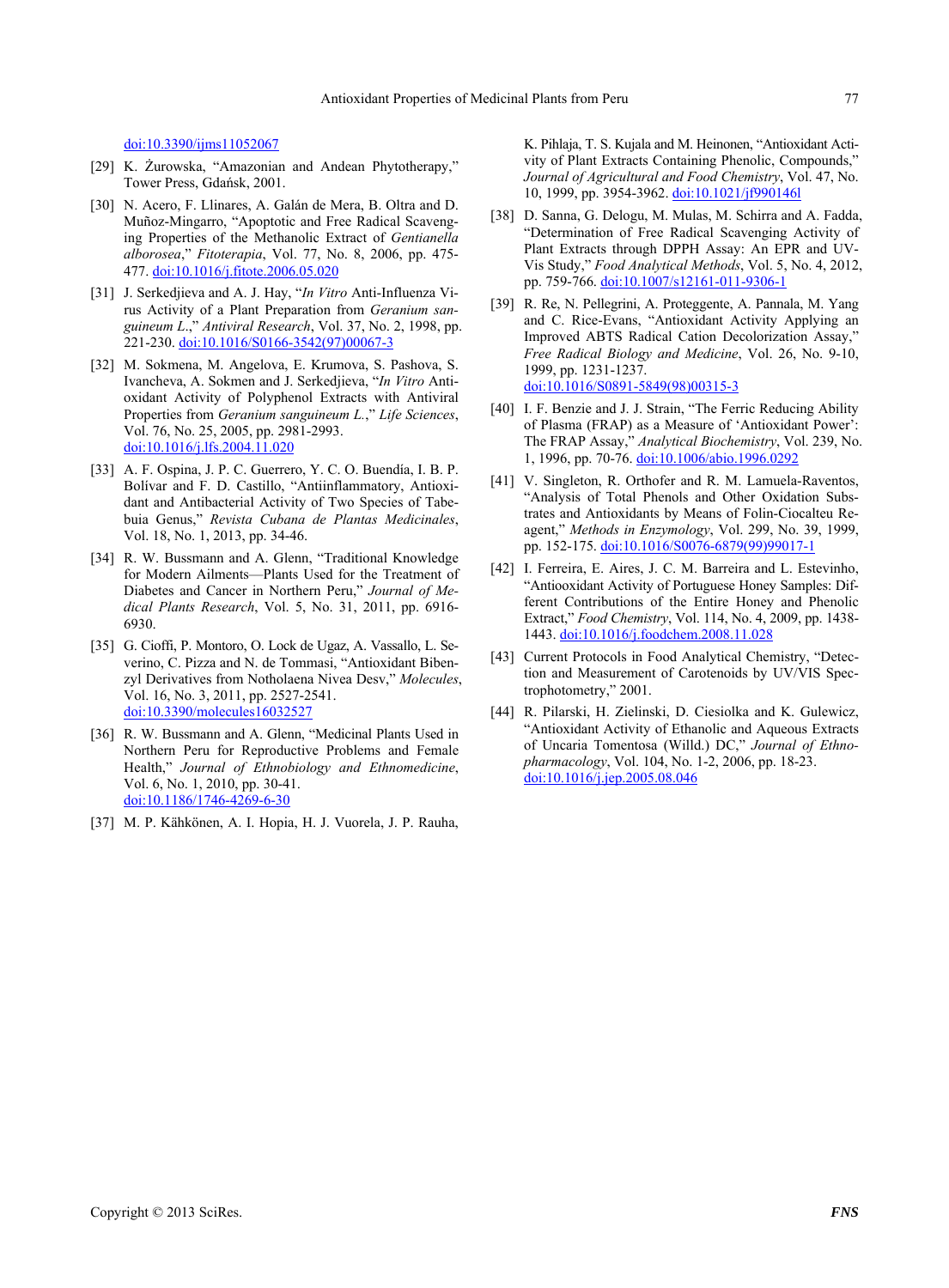doi:10.3390/ijms11052067

[29] K. Żurowska, "Amazonian and Andean Phytotherapy," Tower Press, Gdańsk, 2001.

[30] N. Acero, F. Llinares, A. Galán de Mera, B. Oltra and D. Muñoz-Mingarro, "Apoptotic and Free Radical Scavenging Properties of the Methanolic Extract of *Gentianella alborosea*," *Fitoterapia*, Vol. 77, No. 8, 2006, pp. 475-477. doi:10.1016/j.fitote.2006.05.020

[31] J. Serkedjieva and A. J. Hay, "*In Vitro* Anti-Influenza Virus Activity of a Plant Preparation from *Geranium sanguineum L.*," *Antiviral Research*, Vol. 37, No. 2, 1998, pp. 221-230. doi:10.1016/S0166-3542(97)00067-3

[32] M. Sokmena, M. Angelova, E. Krumova, S. Pashova, S. Ivancheva, A. Sokmen and J. Serkedjieva, "*In Vitro* Antioxidant Activity of Polyphenol Extracts with Antiviral Properties from *Geranium sanguineum L.*," *Life Sciences*, Vol. 76, No. 25, 2005, pp. 2981-2993. doi:10.1016/j.lfs.2004.11.020

[33] A. F. Ospina, J. P. C. Guerrero, Y. C. O. Buendía, I. B. P. Bolívar and F. D. Castillo, "Antiinflammatory, Antioxidant and Antibacterial Activity of Two Species of Tabebuia Genus," *Revista Cubana de Plantas Medicinales*, Vol. 18, No. 1, 2013, pp. 34-46.

[34] R. W. Bussmann and A. Glenn, "Traditional Knowledge for Modern Ailments—Plants Used for the Treatment of Diabetes and Cancer in Northern Peru," *Journal of Medical Plants Research*, Vol. 5, No. 31, 2011, pp. 6916-6930.

[35] G. Cioffi, P. Montoro, O. Lock de Ugaz, A. Vassallo, L. Severino, C. Pizza and N. de Tommasi, "Antioxidant Bibenzyl Derivatives from Notholaena Nivea Desv," *Molecules*, Vol. 16, No. 3, 2011, pp. 2527-2541. doi:10.3390/molecules16032527

[36] R. W. Bussmann and A. Glenn, "Medicinal Plants Used in Northern Peru for Reproductive Problems and Female Health," *Journal of Ethnobiology and Ethnomedicine*, Vol. 6, No. 1, 2010, pp. 30-41. doi:10.1186/1746-4269-6-30

[37] M. P. Kähkönen, A. I. Hopia, H. J. Vuorela, J. P. Rauha, K. Pihlaja, T. S. Kujala and M. Heinonen, "Antioxidant Activity of Plant Extracts Containing Phenolic, Compounds," *Journal of Agricultural and Food Chemistry*, Vol. 47, No. 10, 1999, pp. 3954-3962. doi:10.1021/jf990146l

[38] D. Sanna, G. Delogu, M. Mulas, M. Schirra and A. Fadda, "Determination of Free Radical Scavenging Activity of Plant Extracts through DPPH Assay: An EPR and UV-Vis Study," *Food Analytical Methods*, Vol. 5, No. 4, 2012, pp. 759-766. doi:10.1007/s12161-011-9306-1

[39] R. Re, N. Pellegrini, A. Proteggente, A. Pannala, M. Yang and C. Rice-Evans, "Antioxidant Activity Applying an Improved ABTS Radical Cation Decolorization Assay," *Free Radical Biology and Medicine*, Vol. 26, No. 9-10, 1999, pp. 1231-1237. doi:10.1016/S0891-5849(98)00315-3

[40] I. F. Benzie and J. J. Strain, "The Ferric Reducing Ability of Plasma (FRAP) as a Measure of 'Antioxidant Power': The FRAP Assay," *Analytical Biochemistry*, Vol. 239, No. 1, 1996, pp. 70-76. doi:10.1006/abio.1996.0292

[41] V. Singleton, R. Orthofer and R. M. Lamuela-Raventos, "Analysis of Total Phenols and Other Oxidation Substrates and Antioxidants by Means of Folin-Ciocalteu Reagent," *Methods in Enzymology*, Vol. 299, No. 39, 1999, pp. 152-175. doi:10.1016/S0076-6879(99)99017-1

[42] I. Ferreira, E. Aires, J. C. M. Barreira and L. Estevinho, "Antiooxidant Activity of Portuguese Honey Samples: Different Contributions of the Entire Honey and Phenolic Extract," *Food Chemistry*, Vol. 114, No. 4, 2009, pp. 1438-1443. doi:10.1016/j.foodchem.2008.11.028

[43] Current Protocols in Food Analytical Chemistry, "Detection and Measurement of Carotenoids by UV/VIS Spectrophotometry," 2001.

[44] R. Pilarski, H. Zielinski, D. Ciesiolka and K. Gulewicz, "Antioxidant Activity of Ethanolic and Aqueous Extracts of Uncaria Tomentosa (Willd.) DC," *Journal of Ethnopharmacology*, Vol. 104, No. 1-2, 2006, pp. 18-23. doi:10.1016/j.jep.2005.08.046